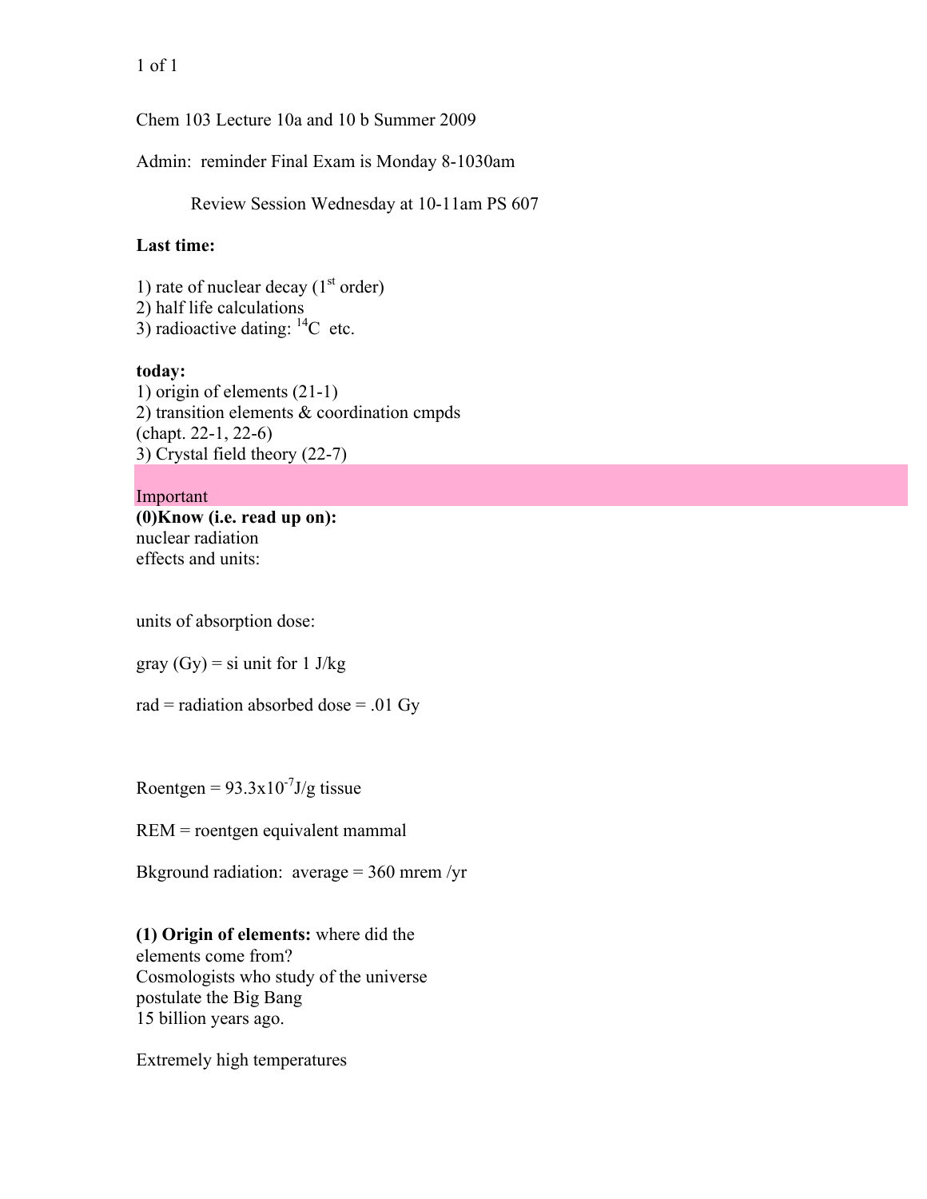Chem 103 Lecture 10a and 10 b Summer 2009

Admin: reminder Final Exam is Monday 8-1030am

Review Session Wednesday at 10-11am PS 607

**Last time:**

1) rate of nuclear decay (1$^{st}$ order)
2) half life calculations
3) radioactive dating: $^{14}C$ etc.

**today:**
1) origin of elements (21-1)
2) transition elements & coordination cmpds (chapt. 22-1, 22-6)
3) Crystal field theory (22-7)

Important
**(0)Know (i.e. read up on):**
nuclear radiation
effects and units:

units of absorption dose:

gray (Gy) = si unit for 1 J/kg

rad = radiation absorbed dose = .01 Gy

Roentgen = $93.3x10^{-7}$J/g tissue

REM = roentgen equivalent mammal

Bkground radiation: average = 360 mrem /yr

**(1) Origin of elements:** where did the elements come from?
Cosmologists who study of the universe postulate the Big Bang
15 billion years ago.

Extremely high temperatures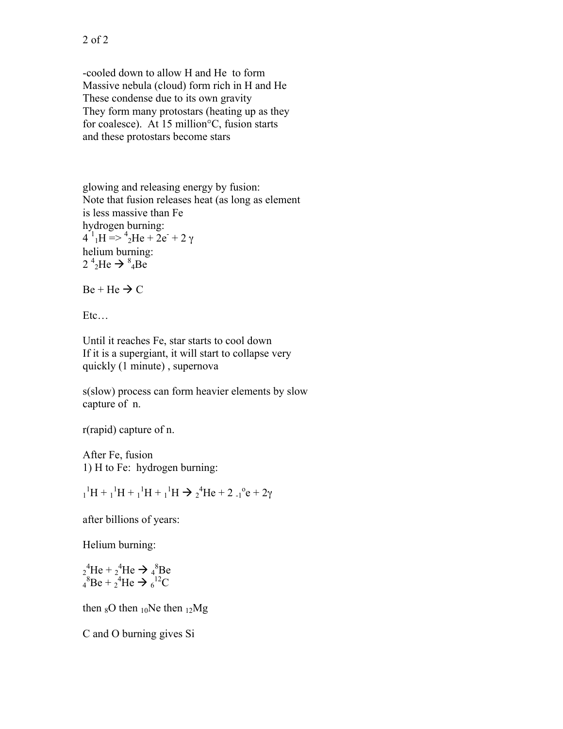-cooled down to allow H and He to form
Massive nebula (cloud) form rich in H and He
These condense due to its own gravity
They form many protostars (heating up as they for coalesce). At 15 million°C, fusion starts and these protostars become stars

glowing and releasing energy by fusion:
Note that fusion releases heat (as long as element is less massive than Fe
hydrogen burning:
$4\ {}^{1}_{1}H \Rightarrow {}^{4}_{2}He + 2e^{-} + 2\gamma$
helium burning:
$2\ {}^{4}_{2}He \rightarrow {}^{8}_{4}Be$

$Be + He \rightarrow C$

Etc…

Until it reaches Fe, star starts to cool down
If it is a supergiant, it will start to collapse very quickly (1 minute) , supernova

s(slow) process can form heavier elements by slow capture of n.

r(rapid) capture of n.

After Fe, fusion
1) H to Fe: hydrogen burning:

$${}^{1}_{1}H + {}^{1}_{1}H + {}^{1}_{1}H + {}^{1}_{1}H \rightarrow {}^{4}_{2}He + 2\ {}^{o}_{-1}e + 2\gamma$$

after billions of years:

Helium burning:

$${}^{4}_{2}He + {}^{4}_{2}He \rightarrow {}^{8}_{4}Be$$
$${}^{8}_{4}Be + {}^{4}_{2}He \rightarrow {}^{12}_{6}C$$

then ${}_{8}O$ then ${}_{10}Ne$ then ${}_{12}Mg$

C and O burning gives Si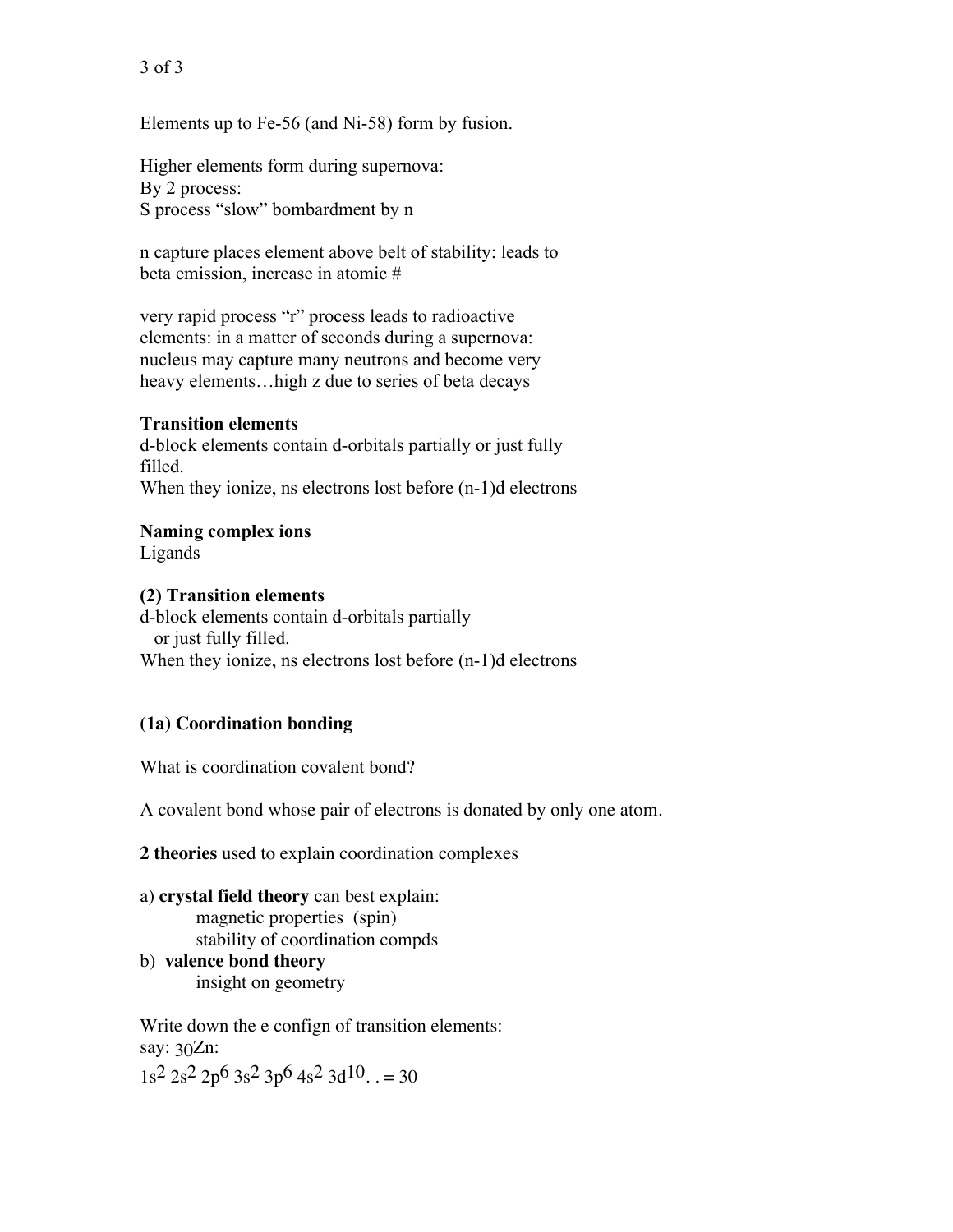Elements up to Fe-56 (and Ni-58) form by fusion.

Higher elements form during supernova:
By 2 process:
S process “slow” bombardment by n

n capture places element above belt of stability: leads to beta emission, increase in atomic #

very rapid process “r” process leads to radioactive elements: in a matter of seconds during a supernova: nucleus may capture many neutrons and become very heavy elements…high z due to series of beta decays

**Transition elements**
d-block elements contain d-orbitals partially or just fully filled.
When they ionize, ns electrons lost before (n-1)d electrons

**Naming complex ions**
Ligands

**(2) Transition elements**
d-block elements contain d-orbitals partially or just fully filled.
When they ionize, ns electrons lost before (n-1)d electrons

**(1a) Coordination bonding**

What is coordination covalent bond?

A covalent bond whose pair of electrons is donated by only one atom.

**2 theories** used to explain coordination complexes

a) **crystal field theory** can best explain:
   - magnetic properties (spin)
   - stability of coordination compds

b) **valence bond theory**
   - insight on geometry

Write down the e confign of transition elements:
say: $_{30}Zn$:
$1s^2\ 2s^2\ 2p^6\ 3s^2\ 3p^6\ 4s^2\ 3d^{10}$. . = 30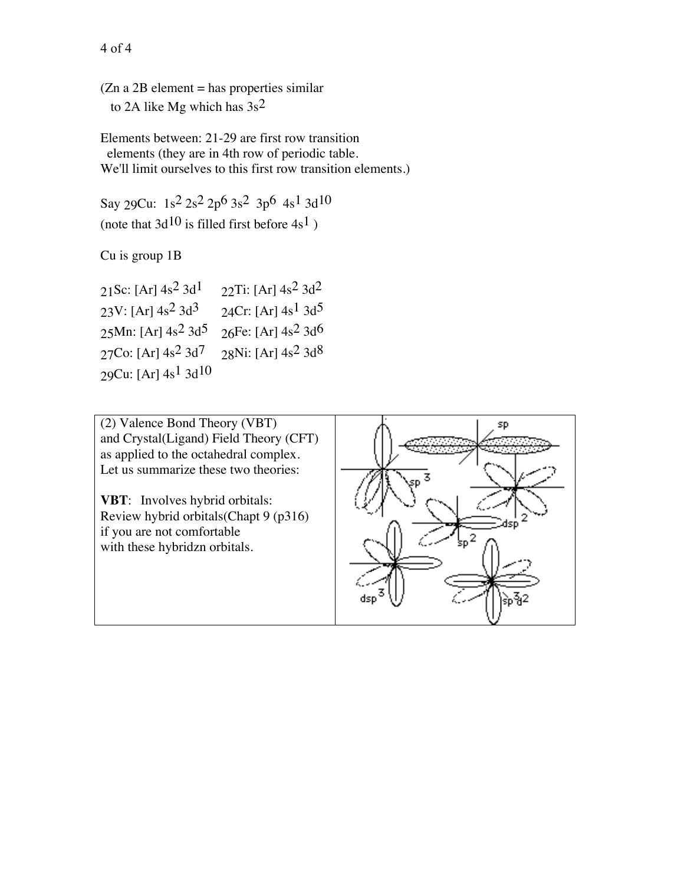(Zn a 2B element = has properties similar to 2A like Mg which has $3s^2$

Elements between: 21-29 are first row transition elements (they are in 4th row of periodic table. We'll limit ourselves to this first row transition elements.)

Say $_{29}$Cu: $1s^2\ 2s^2\ 2p^6\ 3s^2\ 3p^6\ 4s^1\ 3d^{10}$
(note that $3d^{10}$ is filled first before $4s^1$ )

Cu is group 1B

$_{21}$Sc: [Ar] $4s^2\ 3d^1$ $_{22}$Ti: [Ar] $4s^2\ 3d^2$
$_{23}$V: [Ar] $4s^2\ 3d^3$ $_{24}$Cr: [Ar] $4s^1\ 3d^5$
$_{25}$Mn: [Ar] $4s^2\ 3d^5$ $_{26}$Fe: [Ar] $4s^2\ 3d^6$
$_{27}$Co: [Ar] $4s^2\ 3d^7$ $_{28}$Ni: [Ar] $4s^2\ 3d^8$
$_{29}$Cu: [Ar] $4s^1\ 3d^{10}$

(2) Valence Bond Theory (VBT) and Crystal(Ligand) Field Theory (CFT) as applied to the octahedral complex. Let us summarize these two theories:

**VBT**: Involves hybrid orbitals: Review hybrid orbitals(Chapt 9 (p316) if you are not comfortable with these hybridzn orbitals.

sp, $sp^3$, $dsp^2$, $sp^2$, $dsp^3$, $sp^3d^2$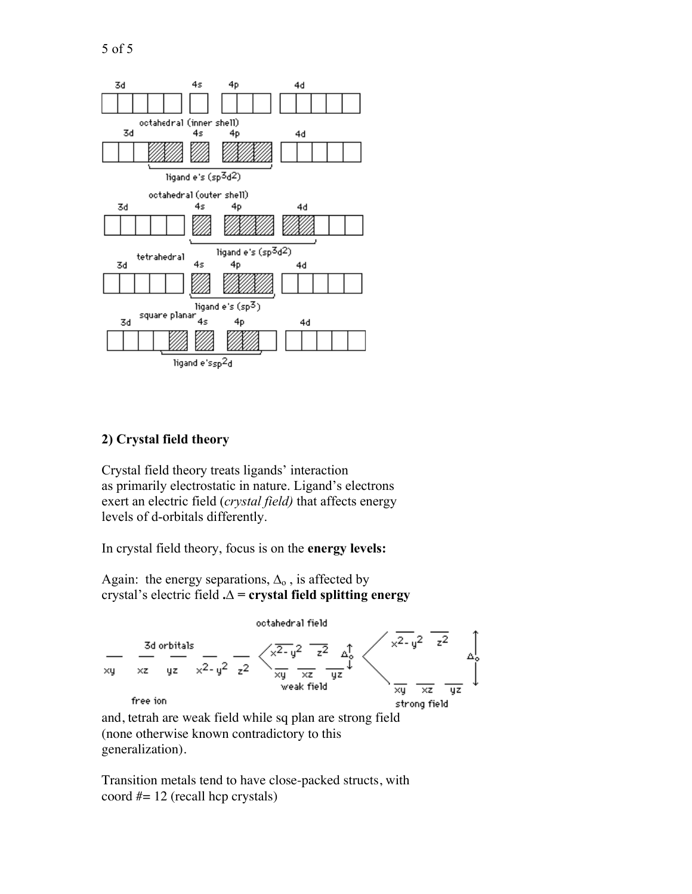3d 4s 4p 4d

octahedral (inner shell)

3d 4s 4p 4d

ligand e's ($sp^3d^2$)

octahedral (outer shell)

3d 4s 4p 4d

ligand e's ($sp^3d^2$)

tetrahedral

3d 4s 4p 4d

ligand e's ($sp^3$)

square planar

3d 4s 4p 4d

ligand e's$sp^2d$

## 2) Crystal field theory

Crystal field theory treats ligands' interaction as primarily electrostatic in nature. Ligand's electrons exert an electric field (*crystal field)* that affects energy levels of d-orbitals differently.

In crystal field theory, focus is on the **energy levels:**

Again: the energy separations, $\Delta_o$ , is affected by crystal's electric field **.$\Delta$ = crystal field splitting energy**

octahedral field

3d orbitals: xy xz yz $x^2-y^2$ $z^2$ — free ion

weak field: $x^2-y^2$ $z^2$ / $\Delta_o$ / xy xz yz

strong field: $x^2-y^2$ $z^2$ / $\Delta_o$ / xy xz yz

and, tetrah are weak field while sq plan are strong field (none otherwise known contradictory to this generalization).

Transition metals tend to have close-packed structs, with coord #= 12 (recall hcp crystals)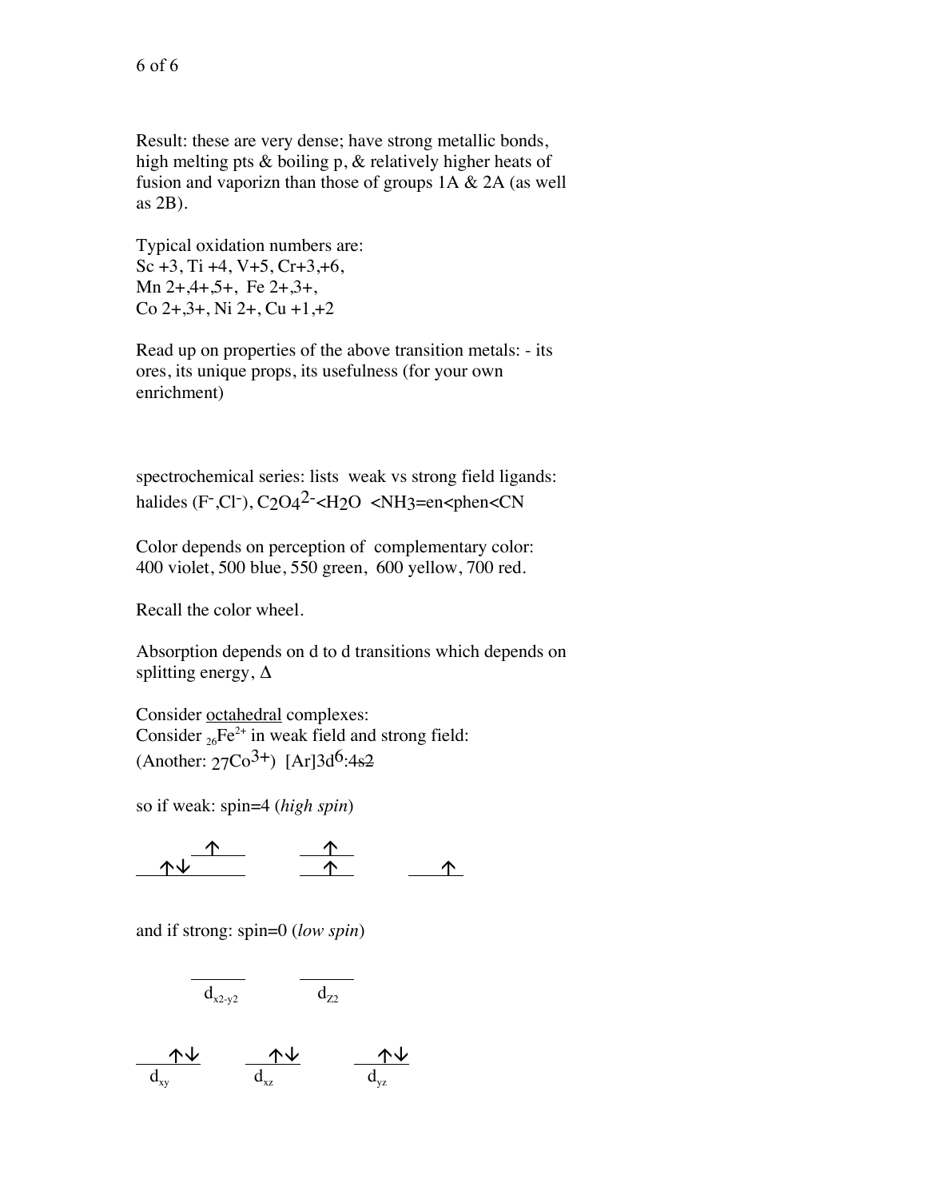Result: these are very dense; have strong metallic bonds, high melting pts & boiling p, & relatively higher heats of fusion and vaporizn than those of groups 1A & 2A (as well as 2B).

Typical oxidation numbers are:
Sc +3, Ti +4, V+5, Cr+3,+6,
Mn 2+,4+,5+, Fe 2+,3+,
Co 2+,3+, Ni 2+, Cu +1,+2

Read up on properties of the above transition metals: - its ores, its unique props, its usefulness (for your own enrichment)

spectrochemical series: lists weak vs strong field ligands:
halides ($F^-$,$Cl^-$), $C_2O_4^{2-}$<$H_2O$ <$NH_3$=en<phen<CN

Color depends on perception of complementary color:
400 violet, 500 blue, 550 green, 600 yellow, 700 red.

Recall the color wheel.

Absorption depends on d to d transitions which depends on splitting energy, $\Delta$

Consider <u>octahedral</u> complexes:
Consider $_{26}Fe^{2+}$ in weak field and strong field:
(Another: $_{27}Co^{3+}$) [Ar]$3d^6$:~~4s2~~

so if weak: spin=4 (*high spin*)

```
            ↑                ↑
  ↑↓    ______          ______
______________          ______         ______
                          ↑              ↑
```

and if strong: spin=0 (*low spin*)

```
      ______          ______
      d_x2-y2          d_z2


  ↑↓          ↑↓          ↑↓
______      ______      ______
 d_xy        d_xz        d_yz
```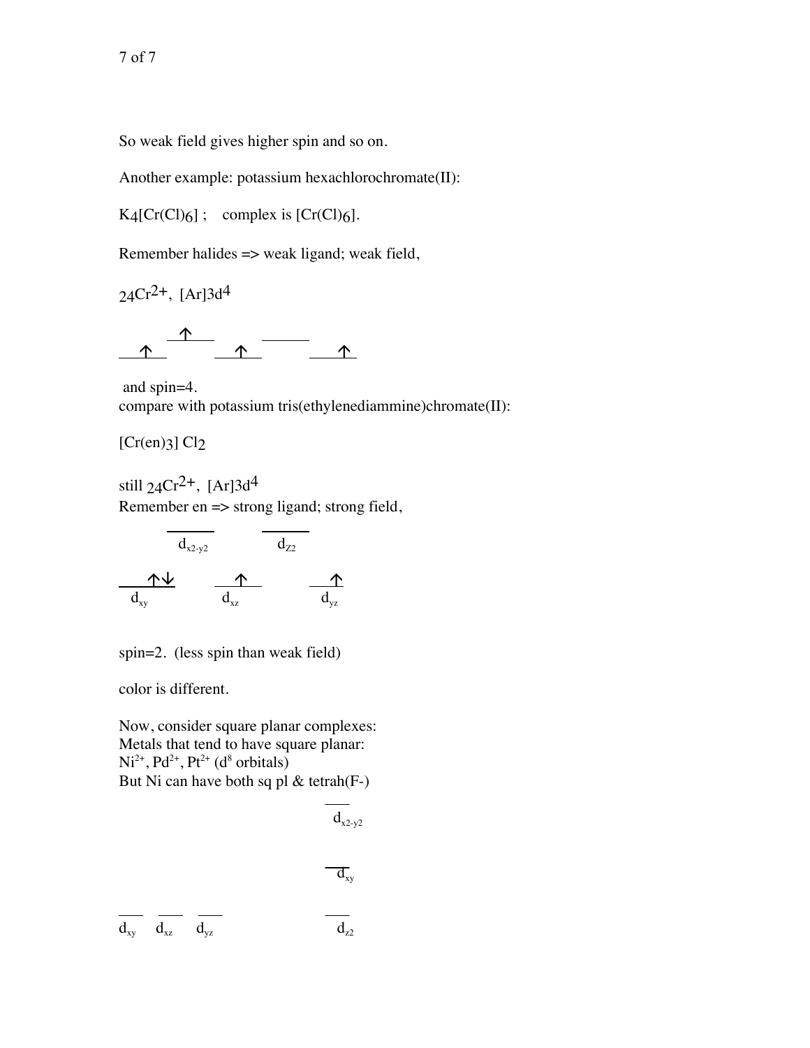So weak field gives higher spin and so on.

Another example: potassium hexachlorochromate(II):

$K_4[Cr(Cl)_6]$ ;    complex is $[Cr(Cl)_6]$.

Remember halides => weak ligand; weak field,

$_{24}Cr^{2+}$, $[Ar]3d^4$

↑  ↑  ↑  ___  ↑

and spin=4.

compare with potassium tris(ethylenediammine)chromate(II):

$[Cr(en)_3]\ Cl_2$

still $_{24}Cr^{2+}$, $[Ar]3d^4$

Remember en => strong ligand; strong field,

$d_{x2-y2}$ ___   $d_{Z2}$ ___

$d_{xy}$ ↑↓   $d_{xz}$ ↑   $d_{yz}$ ↑

spin=2. (less spin than weak field)

color is different.

Now, consider square planar complexes:

Metals that tend to have square planar:

$Ni^{2+}$, $Pd^{2+}$, $Pt^{2+}$ ($d^8$ orbitals)

But Ni can have both sq pl & tetrah(F-)

$d_{x2-y2}$

$d_{xy}$

$d_{xy}$  $d_{xz}$  $d_{yz}$  $d_{z2}$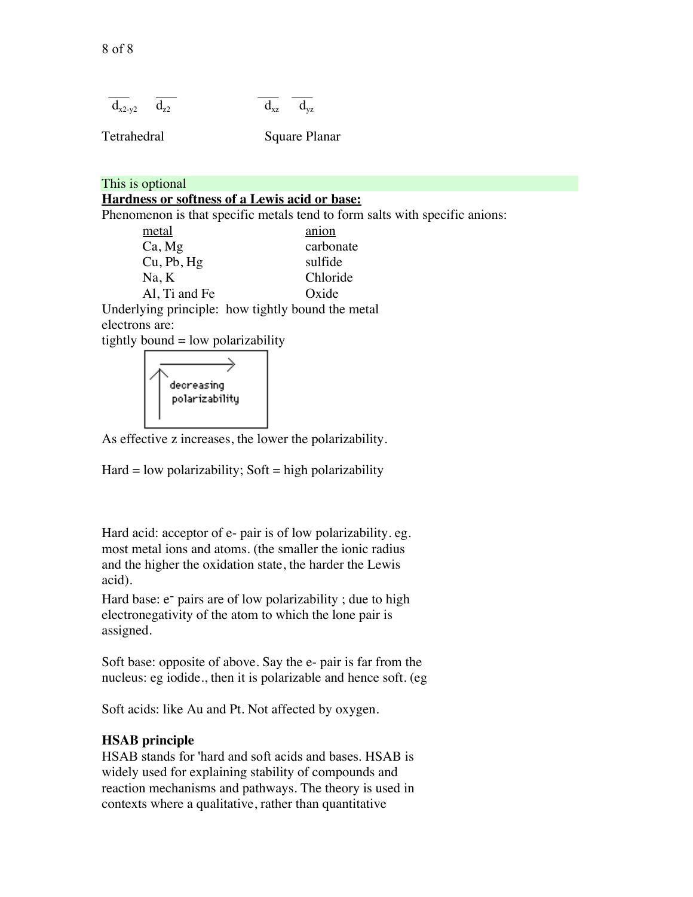___ ___ ___ ___
$d_{x2-y2}$ $d_{z2}$ $d_{xz}$ $d_{yz}$

Tetrahedral Square Planar

This is optional

**Hardness or softness of a Lewis acid or base:**

Phenomenon is that specific metals tend to form salts with specific anions:

| metal | anion |
|---|---|
| Ca, Mg | carbonate |
| Cu, Pb, Hg | sulfide |
| Na, K | Chloride |
| Al, Ti and Fe | Oxide |

Underlying principle: how tightly bound the metal electrons are:

tightly bound = low polarizability

decreasing polarizability

As effective z increases, the lower the polarizability.

Hard = low polarizability; Soft = high polarizability

Hard acid: acceptor of e- pair is of low polarizability. eg. most metal ions and atoms. (the smaller the ionic radius and the higher the oxidation state, the harder the Lewis acid).

Hard base: $e^-$ pairs are of low polarizability ; due to high electronegativity of the atom to which the lone pair is assigned.

Soft base: opposite of above. Say the e- pair is far from the nucleus: eg iodide., then it is polarizable and hence soft. (eg

Soft acids: like Au and Pt. Not affected by oxygen.

**HSAB principle**

HSAB stands for 'hard and soft acids and bases. HSAB is widely used for explaining stability of compounds and reaction mechanisms and pathways. The theory is used in contexts where a qualitative, rather than quantitative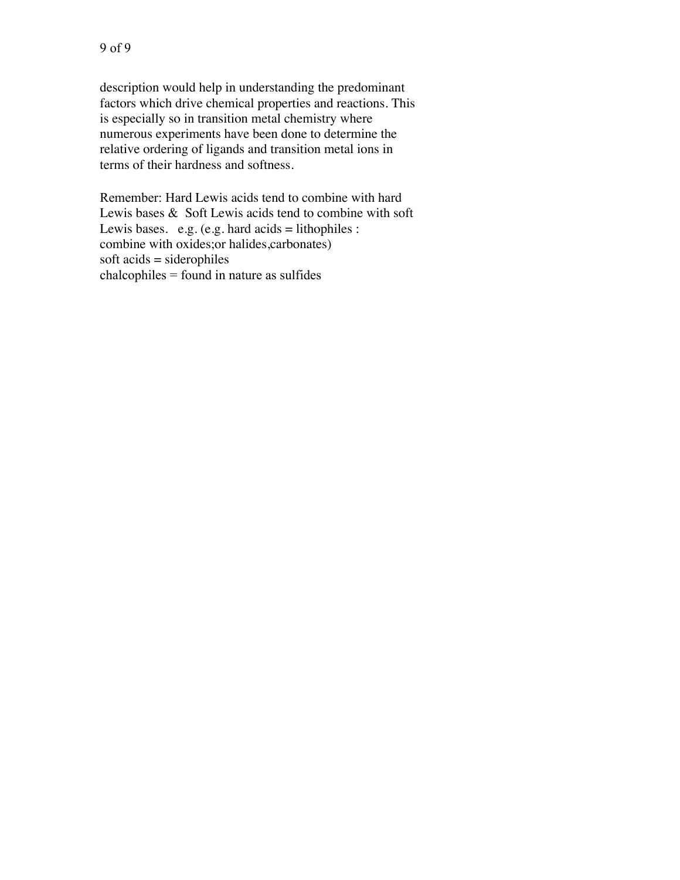description would help in understanding the predominant factors which drive chemical properties and reactions. This is especially so in transition metal chemistry where numerous experiments have been done to determine the relative ordering of ligands and transition metal ions in terms of their hardness and softness.

Remember: Hard Lewis acids tend to combine with hard Lewis bases & Soft Lewis acids tend to combine with soft Lewis bases. e.g. (e.g. hard acids = lithophiles : combine with oxides;or halides,carbonates)
soft acids = siderophiles
chalcophiles = found in nature as sulfides